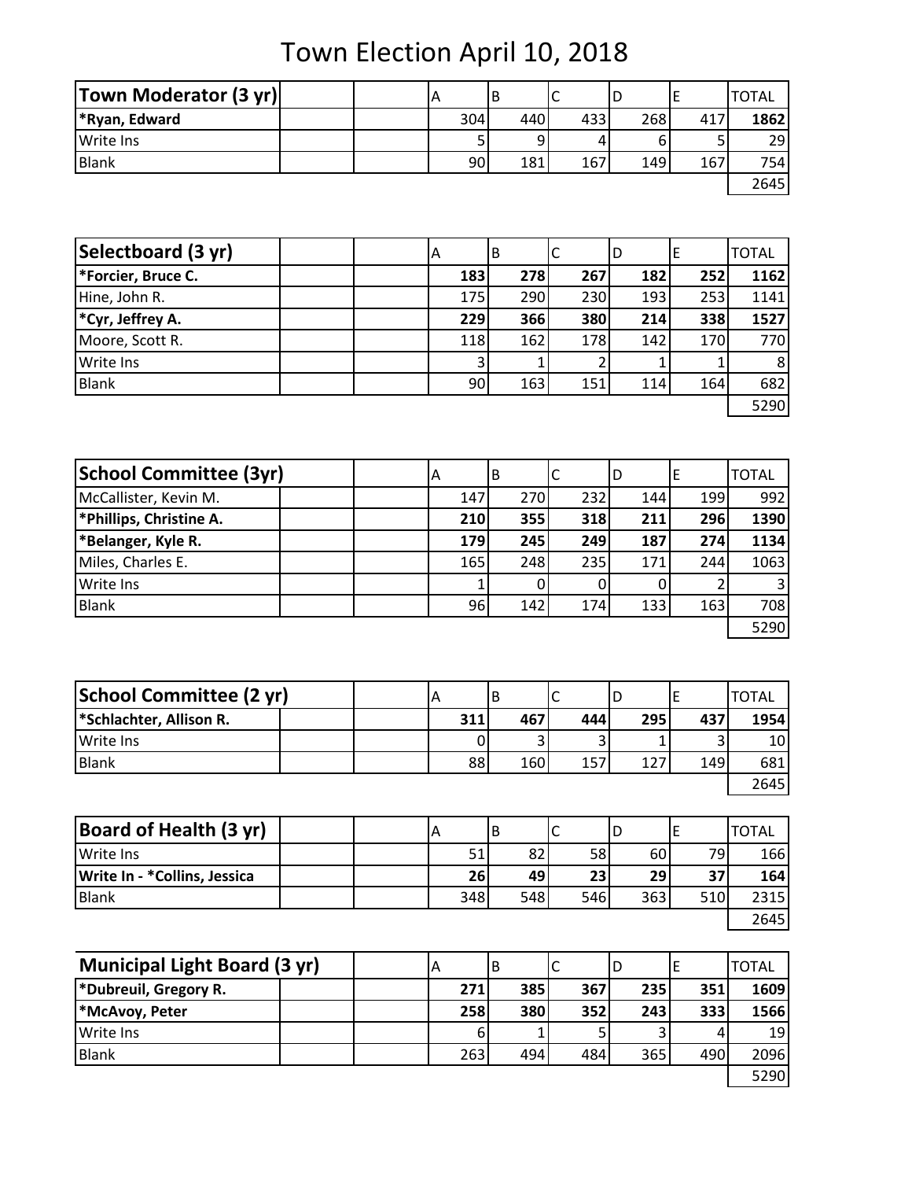# Town Election April 10, 2018

| Town Moderator (3 yr) | A | B | C | D | E | TOTAL |
|---|---|---|---|---|---|---|
| **\*Ryan, Edward** | 304 | 440 | 433 | 268 | 417 | **1862** |
| Write Ins | 5 | 9 | 4 | 6 | 5 | 29 |
| Blank | 90 | 181 | 167 | 149 | 167 | 754 |
| | | | | | | 2645 |

| Selectboard (3 yr) | A | B | C | D | E | TOTAL |
|---|---|---|---|---|---|---|
| **\*Forcier, Bruce C.** | **183** | **278** | **267** | **182** | **252** | **1162** |
| Hine, John R. | 175 | 290 | 230 | 193 | 253 | 1141 |
| **\*Cyr, Jeffrey A.** | **229** | **366** | **380** | **214** | **338** | **1527** |
| Moore, Scott R. | 118 | 162 | 178 | 142 | 170 | 770 |
| Write Ins | 3 | 1 | 2 | 1 | 1 | 8 |
| Blank | 90 | 163 | 151 | 114 | 164 | 682 |
| | | | | | | 5290 |

| School Committee (3yr) | A | B | C | D | E | TOTAL |
|---|---|---|---|---|---|---|
| McCallister, Kevin M. | 147 | 270 | 232 | 144 | 199 | 992 |
| **\*Phillips, Christine A.** | **210** | **355** | **318** | **211** | **296** | **1390** |
| **\*Belanger, Kyle R.** | **179** | **245** | **249** | **187** | **274** | **1134** |
| Miles, Charles E. | 165 | 248 | 235 | 171 | 244 | 1063 |
| Write Ins | 1 | 0 | 0 | 0 | 2 | 3 |
| Blank | 96 | 142 | 174 | 133 | 163 | 708 |
| | | | | | | 5290 |

| School Committee (2 yr) | A | B | C | D | E | TOTAL |
|---|---|---|---|---|---|---|
| **\*Schlachter, Allison R.** | **311** | **467** | **444** | **295** | **437** | **1954** |
| Write Ins | 0 | 3 | 3 | 1 | 3 | 10 |
| Blank | 88 | 160 | 157 | 127 | 149 | 681 |
| | | | | | | 2645 |

| Board of Health (3 yr) | A | B | C | D | E | TOTAL |
|---|---|---|---|---|---|---|
| Write Ins | 51 | 82 | 58 | 60 | 79 | 166 |
| **Write In - \*Collins, Jessica** | **26** | **49** | **23** | **29** | **37** | **164** |
| Blank | 348 | 548 | 546 | 363 | 510 | 2315 |
| | | | | | | 2645 |

| Municipal Light Board (3 yr) | A | B | C | D | E | TOTAL |
|---|---|---|---|---|---|---|
| **\*Dubreuil, Gregory R.** | **271** | **385** | **367** | **235** | **351** | **1609** |
| **\*McAvoy, Peter** | **258** | **380** | **352** | **243** | **333** | **1566** |
| Write Ins | 6 | 1 | 5 | 3 | 4 | 19 |
| Blank | 263 | 494 | 484 | 365 | 490 | 2096 |
| | | | | | | 5290 |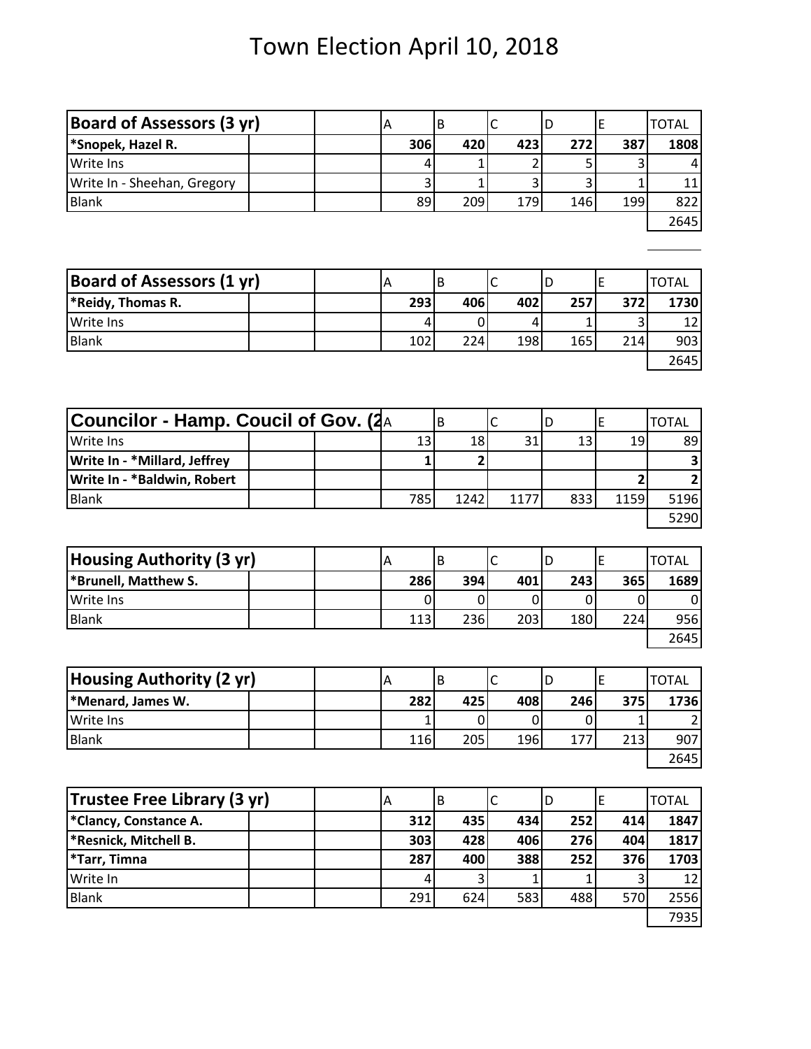# Town Election April 10, 2018

| Board of Assessors (3 yr) | A | B | C | D | E | TOTAL |
|---|---|---|---|---|---|---|
| **\*Snopek, Hazel R.** | **306** | **420** | **423** | **272** | **387** | **1808** |
| Write Ins | 4 | 1 | 2 | 5 | 3 | 4 |
| Write In - Sheehan, Gregory | 3 | 1 | 3 | 3 | 1 | 11 |
| Blank | 89 | 209 | 179 | 146 | 199 | 822 |
| | | | | | | 2645 |

| Board of Assessors (1 yr) | A | B | C | D | E | TOTAL |
|---|---|---|---|---|---|---|
| **\*Reidy, Thomas R.** | **293** | **406** | **402** | **257** | **372** | **1730** |
| Write Ins | 4 | 0 | 4 | 1 | 3 | 12 |
| Blank | 102 | 224 | 198 | 165 | 214 | 903 |
| | | | | | | 2645 |

| Councilor - Hamp. Coucil of Gov. (2 | A | B | C | D | E | TOTAL |
|---|---|---|---|---|---|---|
| Write Ins | 13 | 18 | 31 | 13 | 19 | 89 |
| **Write In - \*Millard, Jeffrey** | **1** | **2** | | | | **3** |
| **Write In - \*Baldwin, Robert** | | | | | **2** | **2** |
| Blank | 785 | 1242 | 1177 | 833 | 1159 | 5196 |
| | | | | | | 5290 |

| Housing Authority (3 yr) | A | B | C | D | E | TOTAL |
|---|---|---|---|---|---|---|
| **\*Brunell, Matthew S.** | **286** | **394** | **401** | **243** | **365** | **1689** |
| Write Ins | 0 | 0 | 0 | 0 | 0 | 0 |
| Blank | 113 | 236 | 203 | 180 | 224 | 956 |
| | | | | | | 2645 |

| Housing Authority (2 yr) | A | B | C | D | E | TOTAL |
|---|---|---|---|---|---|---|
| **\*Menard, James W.** | **282** | **425** | **408** | **246** | **375** | **1736** |
| Write Ins | 1 | 0 | 0 | 0 | 1 | 2 |
| Blank | 116 | 205 | 196 | 177 | 213 | 907 |
| | | | | | | 2645 |

| Trustee Free Library (3 yr) | A | B | C | D | E | TOTAL |
|---|---|---|---|---|---|---|
| **\*Clancy, Constance A.** | **312** | **435** | **434** | **252** | **414** | **1847** |
| **\*Resnick, Mitchell B.** | **303** | **428** | **406** | **276** | **404** | **1817** |
| **\*Tarr, Timna** | **287** | **400** | **388** | **252** | **376** | **1703** |
| Write In | 4 | 3 | 1 | 1 | 3 | 12 |
| Blank | 291 | 624 | 583 | 488 | 570 | 2556 |
| | | | | | | 7935 |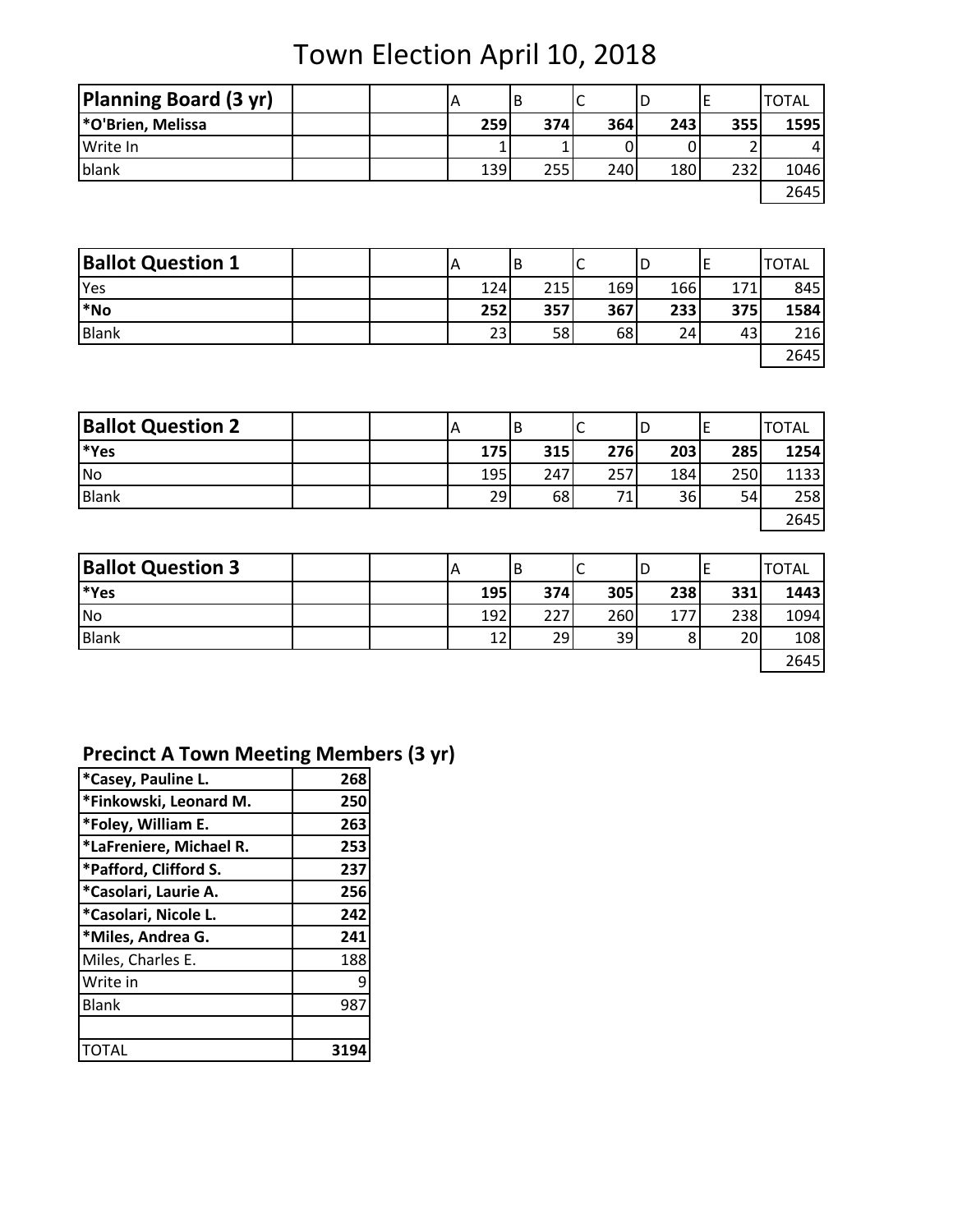# Town Election April 10, 2018

| Planning Board (3 yr) | | | A | B | C | D | E | TOTAL |
|---|---|---|---|---|---|---|---|---|
| **\*O'Brien, Melissa** | | | **259** | **374** | **364** | **243** | **355** | **1595** |
| Write In | | | 1 | 1 | 0 | 0 | 2 | 4 |
| blank | | | 139 | 255 | 240 | 180 | 232 | 1046 |
| | | | | | | | | 2645 |

| Ballot Question 1 | | | A | B | C | D | E | TOTAL |
|---|---|---|---|---|---|---|---|---|
| Yes | | | 124 | 215 | 169 | 166 | 171 | 845 |
| **\*No** | | | **252** | **357** | **367** | **233** | **375** | **1584** |
| Blank | | | 23 | 58 | 68 | 24 | 43 | 216 |
| | | | | | | | | 2645 |

| Ballot Question 2 | | | A | B | C | D | E | TOTAL |
|---|---|---|---|---|---|---|---|---|
| **\*Yes** | | | **175** | **315** | **276** | **203** | **285** | **1254** |
| No | | | 195 | 247 | 257 | 184 | 250 | 1133 |
| Blank | | | 29 | 68 | 71 | 36 | 54 | 258 |
| | | | | | | | | 2645 |

| Ballot Question 3 | | | A | B | C | D | E | TOTAL |
|---|---|---|---|---|---|---|---|---|
| **\*Yes** | | | **195** | **374** | **305** | **238** | **331** | **1443** |
| No | | | 192 | 227 | 260 | 177 | 238 | 1094 |
| Blank | | | 12 | 29 | 39 | 8 | 20 | 108 |
| | | | | | | | | 2645 |

## Precinct A Town Meeting Members (3 yr)

| Candidate | Votes |
|---|---|
| **\*Casey, Pauline L.** | **268** |
| **\*Finkowski, Leonard M.** | **250** |
| **\*Foley, William E.** | **263** |
| **\*LaFreniere, Michael R.** | **253** |
| **\*Pafford, Clifford S.** | **237** |
| **\*Casolari, Laurie A.** | **256** |
| **\*Casolari, Nicole L.** | **242** |
| **\*Miles, Andrea G.** | **241** |
| Miles, Charles E. | 188 |
| Write in | 9 |
| Blank | 987 |
| | |
| TOTAL | **3194** |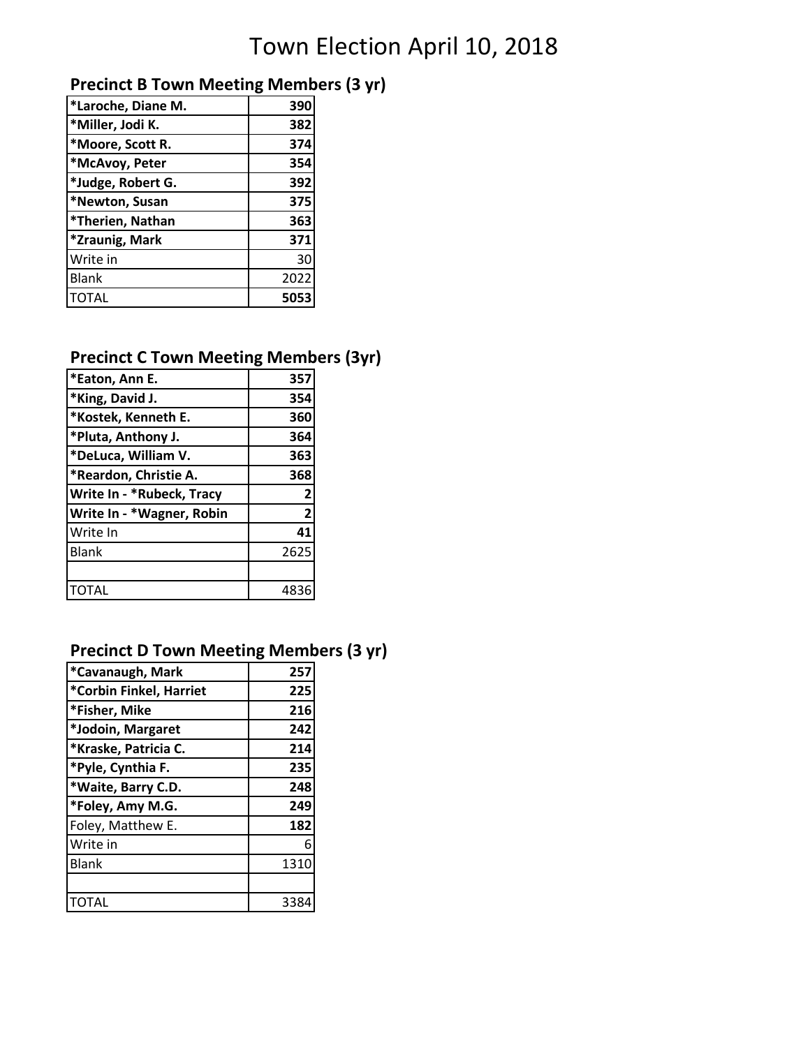# Town Election April 10, 2018

## Precinct B Town Meeting Members (3 yr)

| | |
|---|---|
| **\*Laroche, Diane M.** | **390** |
| **\*Miller, Jodi K.** | **382** |
| **\*Moore, Scott R.** | **374** |
| **\*McAvoy, Peter** | **354** |
| **\*Judge, Robert G.** | **392** |
| **\*Newton, Susan** | **375** |
| **\*Therien, Nathan** | **363** |
| **\*Zraunig, Mark** | **371** |
| Write in | 30 |
| Blank | 2022 |
| TOTAL | **5053** |

## Precinct C Town Meeting Members (3yr)

| | |
|---|---|
| **\*Eaton, Ann E.** | **357** |
| **\*King, David J.** | **354** |
| **\*Kostek, Kenneth E.** | **360** |
| **\*Pluta, Anthony J.** | **364** |
| **\*DeLuca, William V.** | **363** |
| **\*Reardon, Christie A.** | **368** |
| **Write In - \*Rubeck, Tracy** | **2** |
| **Write In - \*Wagner, Robin** | **2** |
| Write In | **41** |
| Blank | 2625 |
| | |
| TOTAL | 4836 |

## Precinct D Town Meeting Members (3 yr)

| | |
|---|---|
| **\*Cavanaugh, Mark** | **257** |
| **\*Corbin Finkel, Harriet** | **225** |
| **\*Fisher, Mike** | **216** |
| **\*Jodoin, Margaret** | **242** |
| **\*Kraske, Patricia C.** | **214** |
| **\*Pyle, Cynthia F.** | **235** |
| **\*Waite, Barry C.D.** | **248** |
| **\*Foley, Amy M.G.** | **249** |
| Foley, Matthew E. | **182** |
| Write in | 6 |
| Blank | 1310 |
| | |
| TOTAL | 3384 |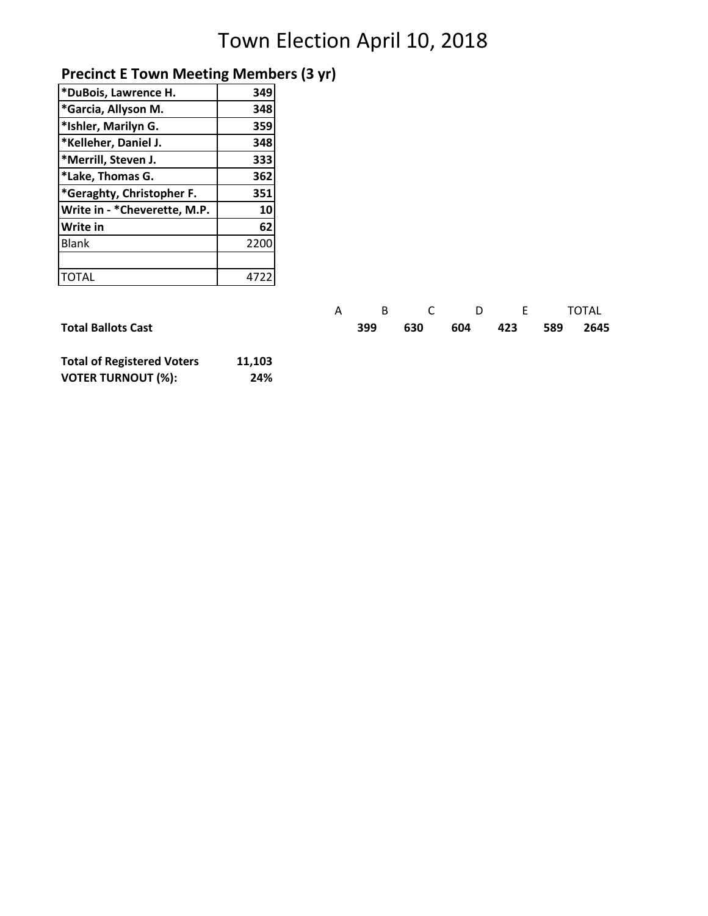# Town Election April 10, 2018

## Precinct E Town Meeting Members (3 yr)

| | |
|---|---|
| **\*DuBois, Lawrence H.** | **349** |
| **\*Garcia, Allyson M.** | **348** |
| **\*Ishler, Marilyn G.** | **359** |
| **\*Kelleher, Daniel J.** | **348** |
| **\*Merrill, Steven J.** | **333** |
| **\*Lake, Thomas G.** | **362** |
| **\*Geraghty, Christopher F.** | **351** |
| **Write in - \*Cheverette, M.P.** | **10** |
| **Write in** | **62** |
| Blank | 2200 |
| | |
| TOTAL | 4722 |

| | A | B | C | D | E | TOTAL |
|---|---|---|---|---|---|---|
| **Total Ballots Cast** | **399** | **630** | **604** | **423** | **589** | **2645** |

| | |
|---|---|
| **Total of Registered Voters** | **11,103** |
| **VOTER TURNOUT (%):** | **24%** |